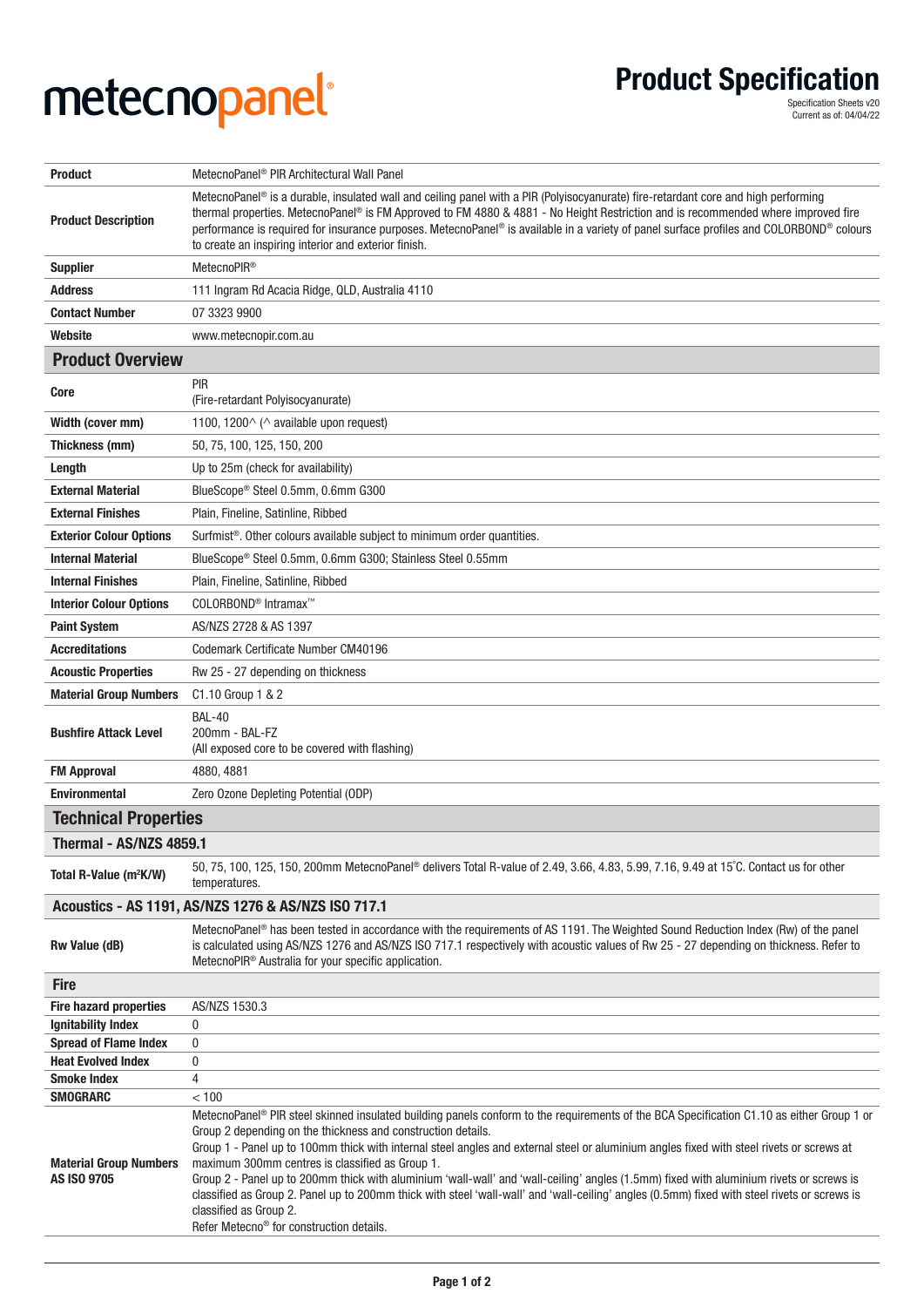metecnopanel®

# Product Specification

Specification Sheets v20
Current as of: 04/04/22

| | |
|---|---|
| **Product** | MetecnoPanel® PIR Architectural Wall Panel |
| **Product Description** | MetecnoPanel® is a durable, insulated wall and ceiling panel with a PIR (Polyisocyanurate) fire-retardant core and high performing thermal properties. MetecnoPanel® is FM Approved to FM 4880 & 4881 - No Height Restriction and is recommended where improved fire performance is required for insurance purposes. MetecnoPanel® is available in a variety of panel surface profiles and COLORBOND® colours to create an inspiring interior and exterior finish. |
| **Supplier** | MetecnoPIR® |
| **Address** | 111 Ingram Rd Acacia Ridge, QLD, Australia 4110 |
| **Contact Number** | 07 3323 9900 |
| **Website** | www.metecnopir.com.au |

## Product Overview

| | |
|---|---|
| **Core** | PIR<br>(Fire-retardant Polyisocyanurate) |
| **Width (cover mm)** | 1100, 1200^ (^ available upon request) |
| **Thickness (mm)** | 50, 75, 100, 125, 150, 200 |
| **Length** | Up to 25m (check for availability) |
| **External Material** | BlueScope® Steel 0.5mm, 0.6mm G300 |
| **External Finishes** | Plain, Fineline, Satinline, Ribbed |
| **Exterior Colour Options** | Surfmist®. Other colours available subject to minimum order quantities. |
| **Internal Material** | BlueScope® Steel 0.5mm, 0.6mm G300; Stainless Steel 0.55mm |
| **Internal Finishes** | Plain, Fineline, Satinline, Ribbed |
| **Interior Colour Options** | COLORBOND® Intramax™ |
| **Paint System** | AS/NZS 2728 & AS 1397 |
| **Accreditations** | Codemark Certificate Number CM40196 |
| **Acoustic Properties** | Rw 25 - 27 depending on thickness |
| **Material Group Numbers** | C1.10 Group 1 & 2 |
| **Bushfire Attack Level** | BAL-40<br>200mm - BAL-FZ<br>(All exposed core to be covered with flashing) |
| **FM Approval** | 4880, 4881 |
| **Environmental** | Zero Ozone Depleting Potential (ODP) |

## Technical Properties

### Thermal - AS/NZS 4859.1

| | |
|---|---|
| **Total R-Value ($m^2K/W$)** | 50, 75, 100, 125, 150, 200mm MetecnoPanel® delivers Total R-value of 2.49, 3.66, 4.83, 5.99, 7.16, 9.49 at 15˚C. Contact us for other temperatures. |

### Acoustics - AS 1191, AS/NZS 1276 & AS/NZS ISO 717.1

| | |
|---|---|
| **Rw Value (dB)** | MetecnoPanel® has been tested in accordance with the requirements of AS 1191. The Weighted Sound Reduction Index (Rw) of the panel is calculated using AS/NZS 1276 and AS/NZS ISO 717.1 respectively with acoustic values of Rw 25 - 27 depending on thickness. Refer to MetecnoPIR® Australia for your specific application. |

### Fire

| | |
|---|---|
| **Fire hazard properties** | AS/NZS 1530.3 |
| **Ignitability Index** | 0 |
| **Spread of Flame Index** | 0 |
| **Heat Evolved Index** | 0 |
| **Smoke Index** | 4 |
| **SMOGRARC** | < 100 |
| **Material Group Numbers AS ISO 9705** | MetecnoPanel® PIR steel skinned insulated building panels conform to the requirements of the BCA Specification C1.10 as either Group 1 or Group 2 depending on the thickness and construction details.<br>Group 1 - Panel up to 100mm thick with internal steel angles and external steel or aluminium angles fixed with steel rivets or screws at maximum 300mm centres is classified as Group 1.<br>Group 2 - Panel up to 200mm thick with aluminium 'wall-wall' and 'wall-ceiling' angles (1.5mm) fixed with aluminium rivets or screws is classified as Group 2. Panel up to 200mm thick with steel 'wall-wall' and 'wall-ceiling' angles (0.5mm) fixed with steel rivets or screws is classified as Group 2.<br>Refer Metecno® for construction details. |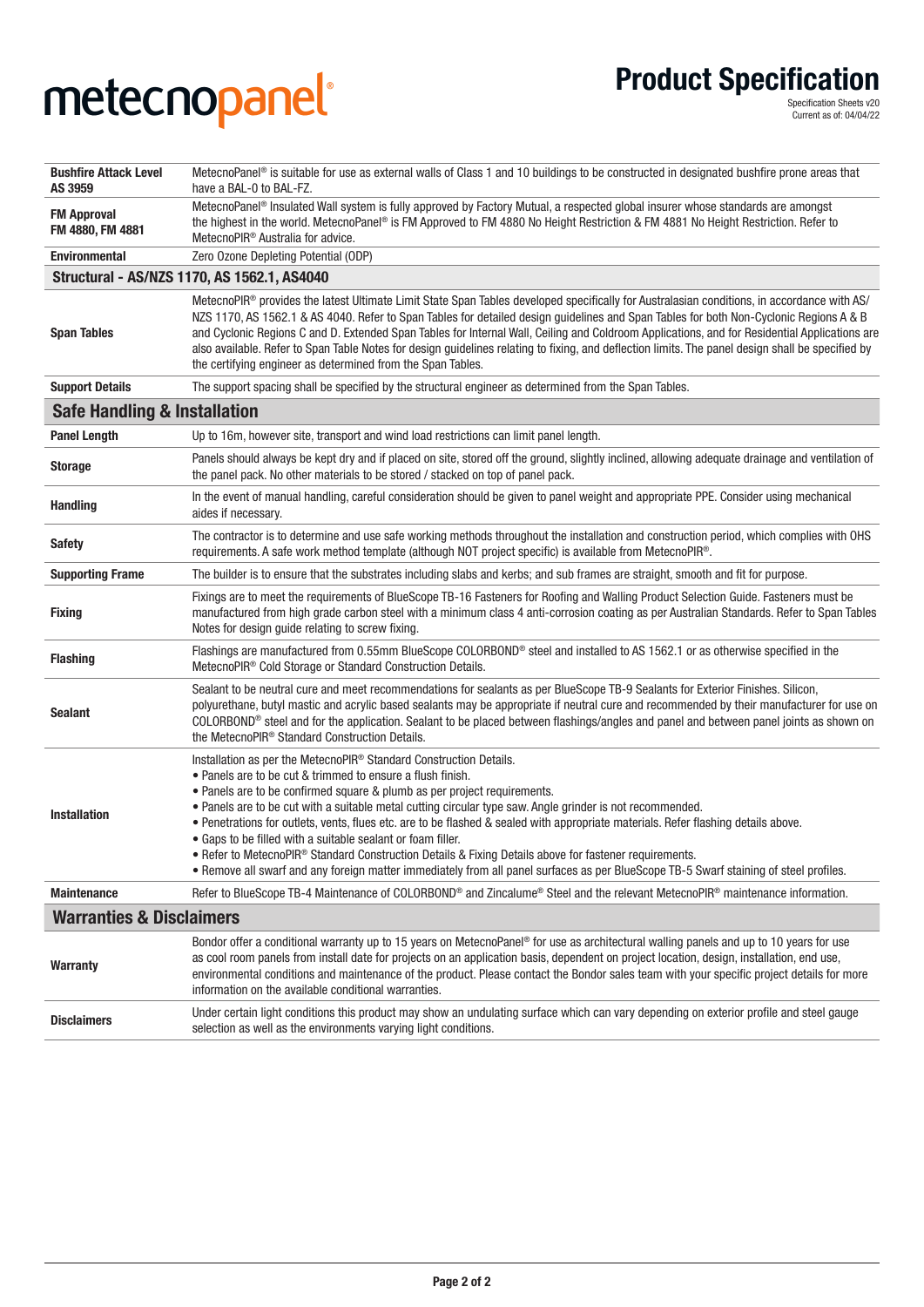# Product Specification

Specification Sheets v20
Current as of: 04/04/22

| | |
|---|---|
| **Bushfire Attack Level AS 3959** | MetecnoPanel® is suitable for use as external walls of Class 1 and 10 buildings to be constructed in designated bushfire prone areas that have a BAL-0 to BAL-FZ. |
| **FM Approval FM 4880, FM 4881** | MetecnoPanel® Insulated Wall system is fully approved by Factory Mutual, a respected global insurer whose standards are amongst the highest in the world. MetecnoPanel® is FM Approved to FM 4880 No Height Restriction & FM 4881 No Height Restriction. Refer to MetecnoPIR® Australia for advice. |
| **Environmental** | Zero Ozone Depleting Potential (ODP) |
| **Structural - AS/NZS 1170, AS 1562.1, AS4040** | |
| **Span Tables** | MetecnoPIR® provides the latest Ultimate Limit State Span Tables developed specifically for Australasian conditions, in accordance with AS/NZS 1170, AS 1562.1 & AS 4040. Refer to Span Tables for detailed design guidelines and Span Tables for both Non-Cyclonic Regions A & B and Cyclonic Regions C and D. Extended Span Tables for Internal Wall, Ceiling and Coldroom Applications, and for Residential Applications are also available. Refer to Span Table Notes for design guidelines relating to fixing, and deflection limits. The panel design shall be specified by the certifying engineer as determined from the Span Tables. |
| **Support Details** | The support spacing shall be specified by the structural engineer as determined from the Span Tables. |

## Safe Handling & Installation

| | |
|---|---|
| **Panel Length** | Up to 16m, however site, transport and wind load restrictions can limit panel length. |
| **Storage** | Panels should always be kept dry and if placed on site, stored off the ground, slightly inclined, allowing adequate drainage and ventilation of the panel pack. No other materials to be stored / stacked on top of panel pack. |
| **Handling** | In the event of manual handling, careful consideration should be given to panel weight and appropriate PPE. Consider using mechanical aides if necessary. |
| **Safety** | The contractor is to determine and use safe working methods throughout the installation and construction period, which complies with OHS requirements. A safe work method template (although NOT project specific) is available from MetecnoPIR®. |
| **Supporting Frame** | The builder is to ensure that the substrates including slabs and kerbs; and sub frames are straight, smooth and fit for purpose. |
| **Fixing** | Fixings are to meet the requirements of BlueScope TB-16 Fasteners for Roofing and Walling Product Selection Guide. Fasteners must be manufactured from high grade carbon steel with a minimum class 4 anti-corrosion coating as per Australian Standards. Refer to Span Tables Notes for design guide relating to screw fixing. |
| **Flashing** | Flashings are manufactured from 0.55mm BlueScope COLORBOND® steel and installed to AS 1562.1 or as otherwise specified in the MetecnoPIR® Cold Storage or Standard Construction Details. |
| **Sealant** | Sealant to be neutral cure and meet recommendations for sealants as per BlueScope TB-9 Sealants for Exterior Finishes. Silicon, polyurethane, butyl mastic and acrylic based sealants may be appropriate if neutral cure and recommended by their manufacturer for use on COLORBOND® steel and for the application. Sealant to be placed between flashings/angles and panel and between panel joints as shown on the MetecnoPIR® Standard Construction Details. |
| **Installation** | Installation as per the MetecnoPIR® Standard Construction Details.<br>• Panels are to be cut & trimmed to ensure a flush finish.<br>• Panels are to be confirmed square & plumb as per project requirements.<br>• Panels are to be cut with a suitable metal cutting circular type saw. Angle grinder is not recommended.<br>• Penetrations for outlets, vents, flues etc. are to be flashed & sealed with appropriate materials. Refer flashing details above.<br>• Gaps to be filled with a suitable sealant or foam filler.<br>• Refer to MetecnoPIR® Standard Construction Details & Fixing Details above for fastener requirements.<br>• Remove all swarf and any foreign matter immediately from all panel surfaces as per BlueScope TB-5 Swarf staining of steel profiles. |
| **Maintenance** | Refer to BlueScope TB-4 Maintenance of COLORBOND® and Zincalume® Steel and the relevant MetecnoPIR® maintenance information. |

## Warranties & Disclaimers

| | |
|---|---|
| **Warranty** | Bondor offer a conditional warranty up to 15 years on MetecnoPanel® for use as architectural walling panels and up to 10 years for use as cool room panels from install date for projects on an application basis, dependent on project location, design, installation, end use, environmental conditions and maintenance of the product. Please contact the Bondor sales team with your specific project details for more information on the available conditional warranties. |
| **Disclaimers** | Under certain light conditions this product may show an undulating surface which can vary depending on exterior profile and steel gauge selection as well as the environments varying light conditions. |